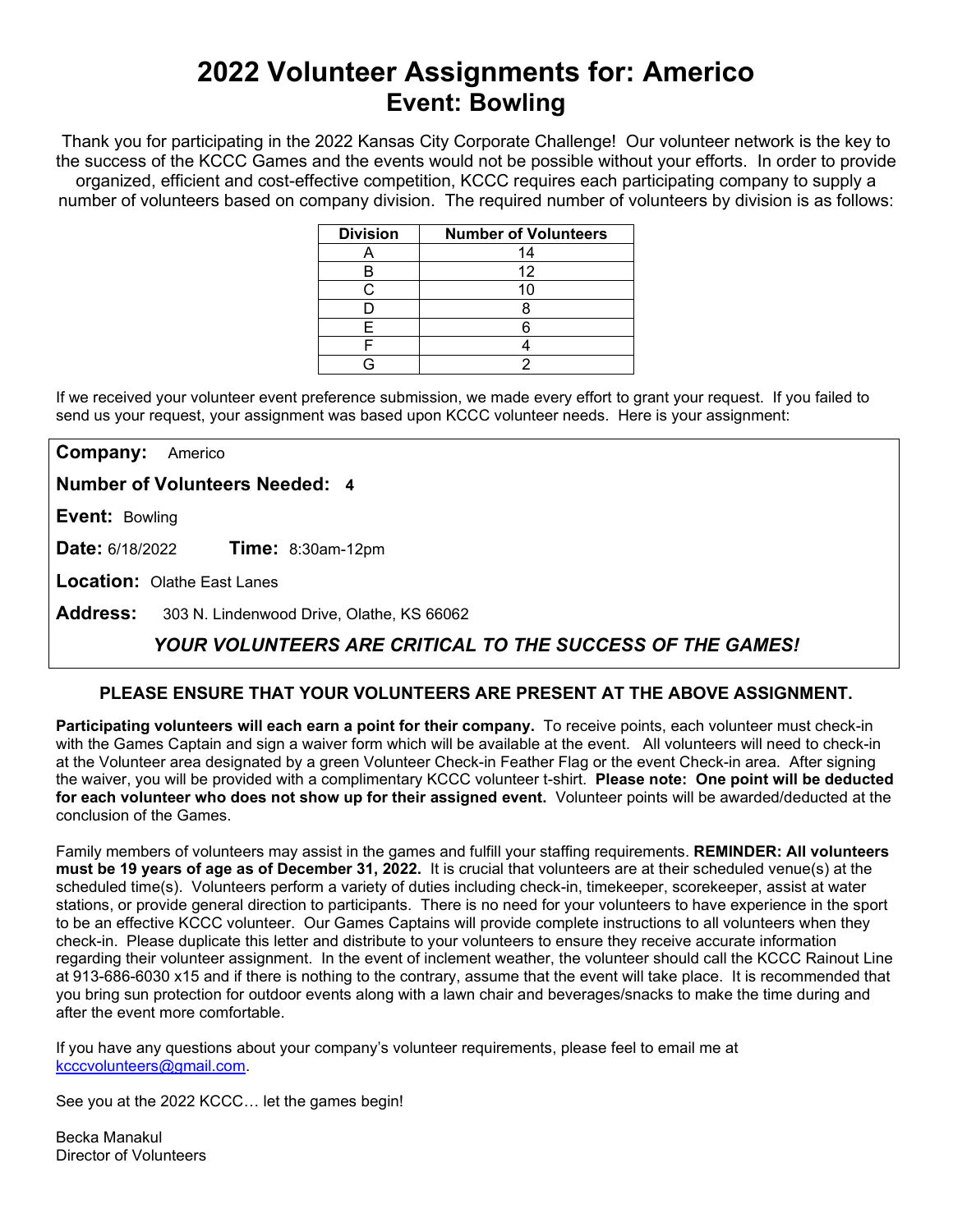# 2022 Volunteer Assignments for: Americo

## Event: Bowling

Thank you for participating in the 2022 Kansas City Corporate Challenge! Our volunteer network is the key to the success of the KCCC Games and the events would not be possible without your efforts. In order to provide organized, efficient and cost-effective competition, KCCC requires each participating company to supply a number of volunteers based on company division. The required number of volunteers by division is as follows:

| Division | Number of Volunteers |
|---|---|
| A | 14 |
| B | 12 |
| C | 10 |
| D | 8 |
| E | 6 |
| F | 4 |
| G | 2 |

If we received your volunteer event preference submission, we made every effort to grant your request. If you failed to send us your request, your assignment was based upon KCCC volunteer needs. Here is your assignment:

**Company:** Americo

**Number of Volunteers Needed: 4**

**Event:** Bowling

**Date:** 6/18/2022 **Time:** 8:30am-12pm

**Location:** Olathe East Lanes

**Address:** 303 N. Lindenwood Drive, Olathe, KS 66062

***YOUR VOLUNTEERS ARE CRITICAL TO THE SUCCESS OF THE GAMES!***

**PLEASE ENSURE THAT YOUR VOLUNTEERS ARE PRESENT AT THE ABOVE ASSIGNMENT.**

**Participating volunteers will each earn a point for their company.** To receive points, each volunteer must check-in with the Games Captain and sign a waiver form which will be available at the event. All volunteers will need to check-in at the Volunteer area designated by a green Volunteer Check-in Feather Flag or the event Check-in area. After signing the waiver, you will be provided with a complimentary KCCC volunteer t-shirt. **Please note: One point will be deducted for each volunteer who does not show up for their assigned event.** Volunteer points will be awarded/deducted at the conclusion of the Games.

Family members of volunteers may assist in the games and fulfill your staffing requirements. **REMINDER: All volunteers must be 19 years of age as of December 31, 2022.** It is crucial that volunteers are at their scheduled venue(s) at the scheduled time(s). Volunteers perform a variety of duties including check-in, timekeeper, scorekeeper, assist at water stations, or provide general direction to participants. There is no need for your volunteers to have experience in the sport to be an effective KCCC volunteer. Our Games Captains will provide complete instructions to all volunteers when they check-in. Please duplicate this letter and distribute to your volunteers to ensure they receive accurate information regarding their volunteer assignment. In the event of inclement weather, the volunteer should call the KCCC Rainout Line at 913-686-6030 x15 and if there is nothing to the contrary, assume that the event will take place. It is recommended that you bring sun protection for outdoor events along with a lawn chair and beverages/snacks to make the time during and after the event more comfortable.

If you have any questions about your company's volunteer requirements, please feel to email me at kcccvolunteers@gmail.com.

See you at the 2022 KCCC… let the games begin!

Becka Manakul
Director of Volunteers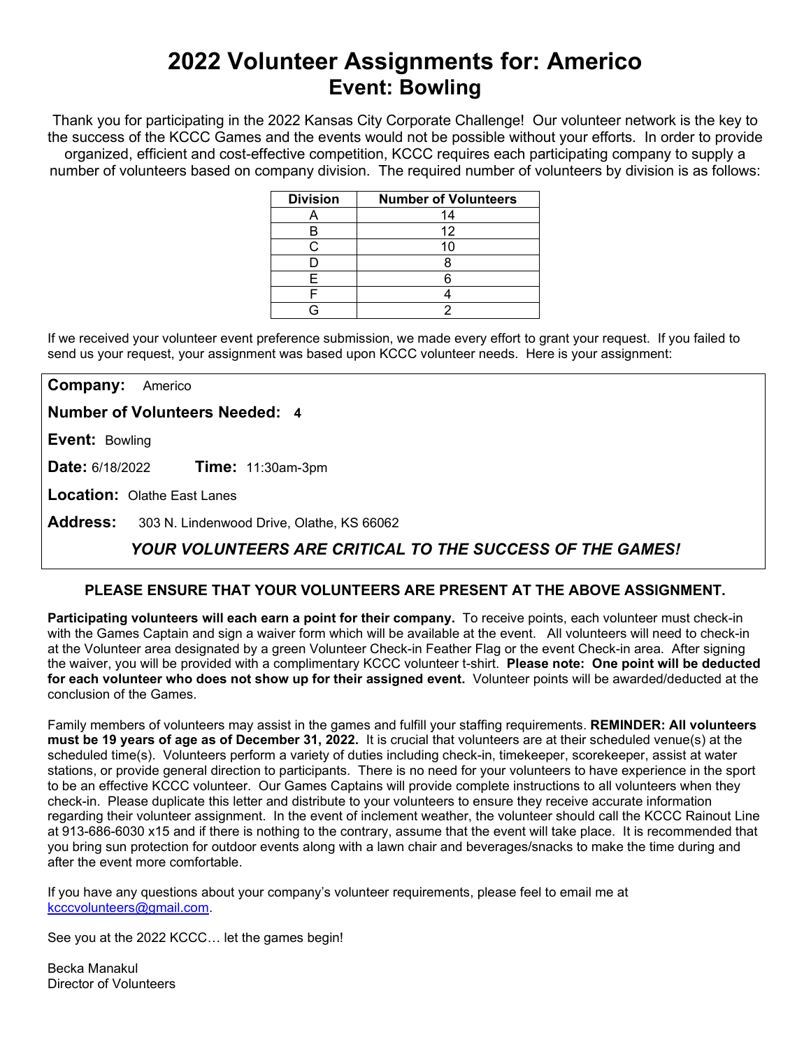# 2022 Volunteer Assignments for: Americo
## Event: Bowling

Thank you for participating in the 2022 Kansas City Corporate Challenge! Our volunteer network is the key to the success of the KCCC Games and the events would not be possible without your efforts. In order to provide organized, efficient and cost-effective competition, KCCC requires each participating company to supply a number of volunteers based on company division. The required number of volunteers by division is as follows:

| Division | Number of Volunteers |
|---|---|
| A | 14 |
| B | 12 |
| C | 10 |
| D | 8 |
| E | 6 |
| F | 4 |
| G | 2 |

If we received your volunteer event preference submission, we made every effort to grant your request. If you failed to send us your request, your assignment was based upon KCCC volunteer needs. Here is your assignment:

**Company:** Americo

**Number of Volunteers Needed:** **4**

**Event:** Bowling

**Date:** 6/18/2022 **Time:** 11:30am-3pm

**Location:** Olathe East Lanes

**Address:** 303 N. Lindenwood Drive, Olathe, KS 66062

***YOUR VOLUNTEERS ARE CRITICAL TO THE SUCCESS OF THE GAMES!***

**PLEASE ENSURE THAT YOUR VOLUNTEERS ARE PRESENT AT THE ABOVE ASSIGNMENT.**

**Participating volunteers will each earn a point for their company.** To receive points, each volunteer must check-in with the Games Captain and sign a waiver form which will be available at the event. All volunteers will need to check-in at the Volunteer area designated by a green Volunteer Check-in Feather Flag or the event Check-in area. After signing the waiver, you will be provided with a complimentary KCCC volunteer t-shirt. **Please note: One point will be deducted for each volunteer who does not show up for their assigned event.** Volunteer points will be awarded/deducted at the conclusion of the Games.

Family members of volunteers may assist in the games and fulfill your staffing requirements. **REMINDER: All volunteers must be 19 years of age as of December 31, 2022.** It is crucial that volunteers are at their scheduled venue(s) at the scheduled time(s). Volunteers perform a variety of duties including check-in, timekeeper, scorekeeper, assist at water stations, or provide general direction to participants. There is no need for your volunteers to have experience in the sport to be an effective KCCC volunteer. Our Games Captains will provide complete instructions to all volunteers when they check-in. Please duplicate this letter and distribute to your volunteers to ensure they receive accurate information regarding their volunteer assignment. In the event of inclement weather, the volunteer should call the KCCC Rainout Line at 913-686-6030 x15 and if there is nothing to the contrary, assume that the event will take place. It is recommended that you bring sun protection for outdoor events along with a lawn chair and beverages/snacks to make the time during and after the event more comfortable.

If you have any questions about your company's volunteer requirements, please feel to email me at kcccvolunteers@gmail.com.

See you at the 2022 KCCC… let the games begin!

Becka Manakul
Director of Volunteers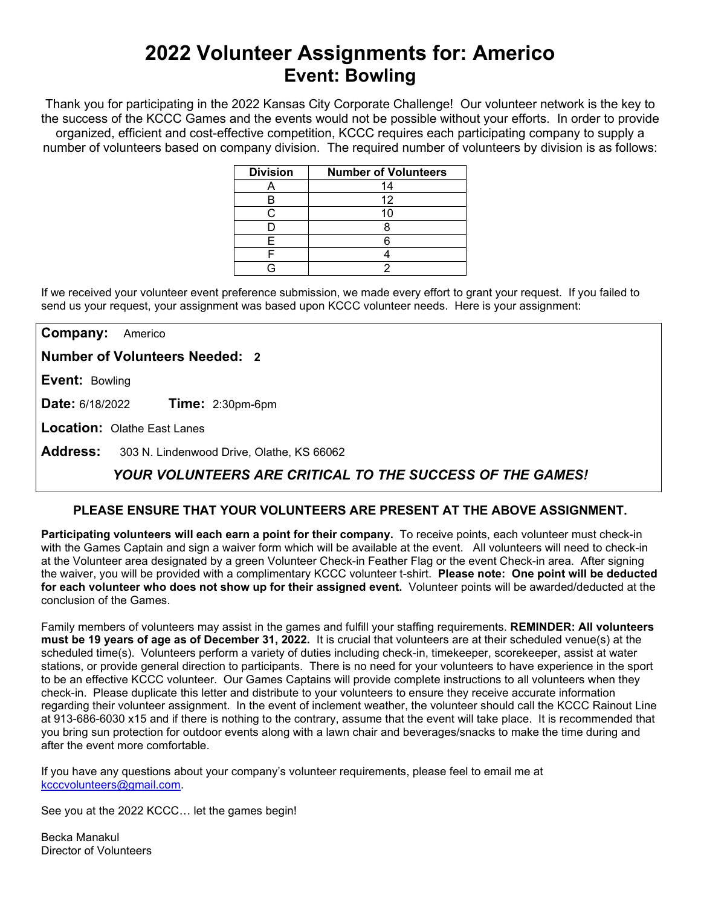# 2022 Volunteer Assignments for: Americo

## Event: Bowling

Thank you for participating in the 2022 Kansas City Corporate Challenge! Our volunteer network is the key to the success of the KCCC Games and the events would not be possible without your efforts. In order to provide organized, efficient and cost-effective competition, KCCC requires each participating company to supply a number of volunteers based on company division. The required number of volunteers by division is as follows:

| Division | Number of Volunteers |
|---|---|
| A | 14 |
| B | 12 |
| C | 10 |
| D | 8 |
| E | 6 |
| F | 4 |
| G | 2 |

If we received your volunteer event preference submission, we made every effort to grant your request. If you failed to send us your request, your assignment was based upon KCCC volunteer needs. Here is your assignment:

**Company:** Americo

**Number of Volunteers Needed:** **2**

**Event:** Bowling

**Date:** 6/18/2022 **Time:** 2:30pm-6pm

**Location:** Olathe East Lanes

**Address:** 303 N. Lindenwood Drive, Olathe, KS 66062

***YOUR VOLUNTEERS ARE CRITICAL TO THE SUCCESS OF THE GAMES!***

**PLEASE ENSURE THAT YOUR VOLUNTEERS ARE PRESENT AT THE ABOVE ASSIGNMENT.**

**Participating volunteers will each earn a point for their company.** To receive points, each volunteer must check-in with the Games Captain and sign a waiver form which will be available at the event. All volunteers will need to check-in at the Volunteer area designated by a green Volunteer Check-in Feather Flag or the event Check-in area. After signing the waiver, you will be provided with a complimentary KCCC volunteer t-shirt. **Please note: One point will be deducted for each volunteer who does not show up for their assigned event.** Volunteer points will be awarded/deducted at the conclusion of the Games.

Family members of volunteers may assist in the games and fulfill your staffing requirements. **REMINDER: All volunteers must be 19 years of age as of December 31, 2022.** It is crucial that volunteers are at their scheduled venue(s) at the scheduled time(s). Volunteers perform a variety of duties including check-in, timekeeper, scorekeeper, assist at water stations, or provide general direction to participants. There is no need for your volunteers to have experience in the sport to be an effective KCCC volunteer. Our Games Captains will provide complete instructions to all volunteers when they check-in. Please duplicate this letter and distribute to your volunteers to ensure they receive accurate information regarding their volunteer assignment. In the event of inclement weather, the volunteer should call the KCCC Rainout Line at 913-686-6030 x15 and if there is nothing to the contrary, assume that the event will take place. It is recommended that you bring sun protection for outdoor events along with a lawn chair and beverages/snacks to make the time during and after the event more comfortable.

If you have any questions about your company's volunteer requirements, please feel to email me at kcccvolunteers@gmail.com.

See you at the 2022 KCCC… let the games begin!

Becka Manakul
Director of Volunteers